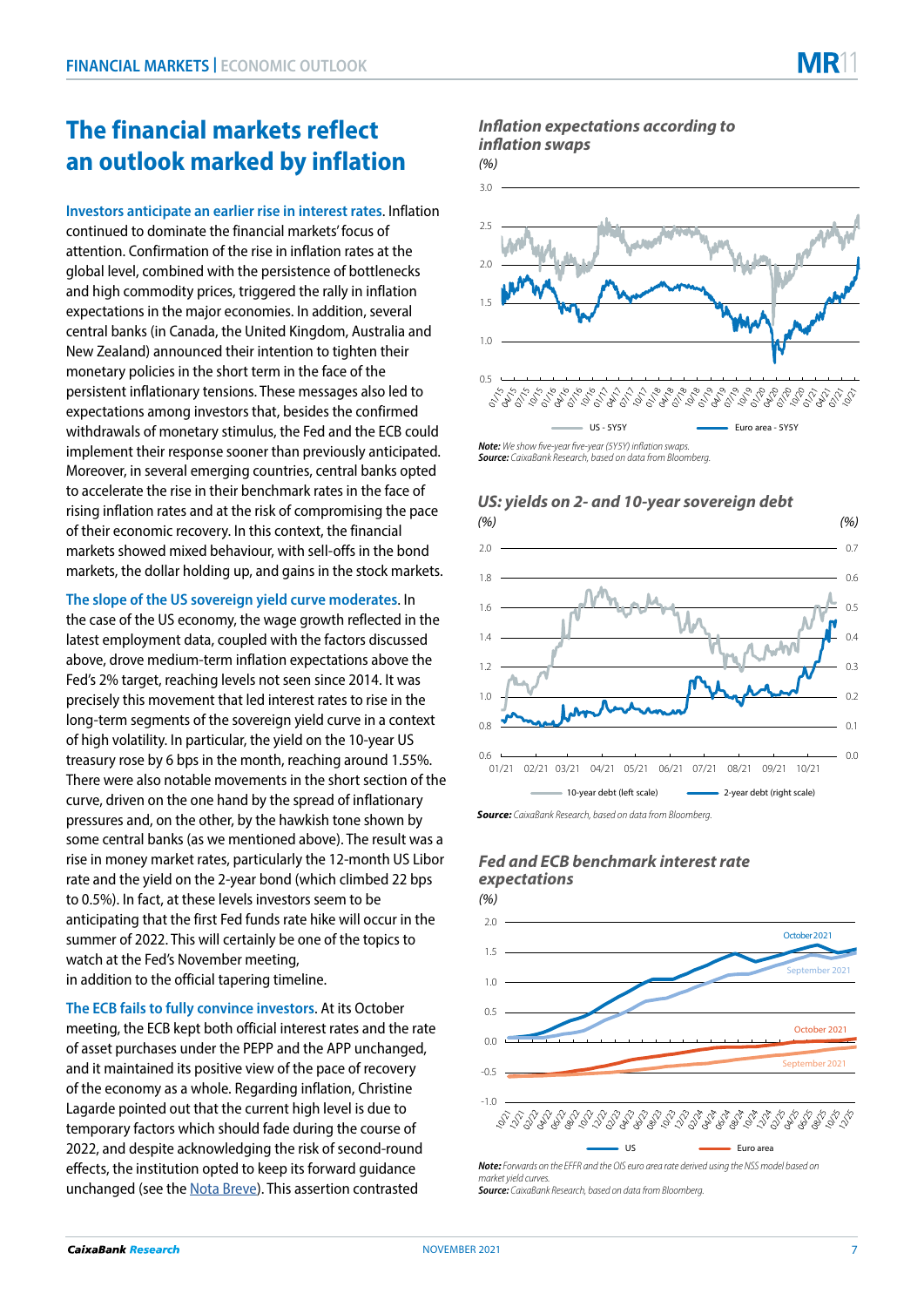# The financial markets reflect an outlook marked by inflation

**Investors anticipate an earlier rise in interest rates.** Inflation continued to dominate the financial markets' focus of attention. Confirmation of the rise in inflation rates at the global level, combined with the persistence of bottlenecks and high commodity prices, triggered the rally in inflation expectations in the major economies. In addition, several central banks (in Canada, the United Kingdom, Australia and New Zealand) announced their intention to tighten their monetary policies in the short term in the face of the persistent inflationary tensions. These messages also led to expectations among investors that, besides the confirmed withdrawals of monetary stimulus, the Fed and the ECB could implement their response sooner than previously anticipated. Moreover, in several emerging countries, central banks opted to accelerate the rise in their benchmark rates in the face of rising inflation rates and at the risk of compromising the pace of their economic recovery. In this context, the financial markets showed mixed behaviour, with sell-offs in the bond markets, the dollar holding up, and gains in the stock markets.

**The slope of the US sovereign yield curve moderates.** In the case of the US economy, the wage growth reflected in the latest employment data, coupled with the factors discussed above, drove medium-term inflation expectations above the Fed's 2% target, reaching levels not seen since 2014. It was precisely this movement that led interest rates to rise in the long-term segments of the sovereign yield curve in a context of high volatility. In particular, the yield on the 10-year US treasury rose by 6 bps in the month, reaching around 1.55%. There were also notable movements in the short section of the curve, driven on the one hand by the spread of inflationary pressures and, on the other, by the hawkish tone shown by some central banks (as we mentioned above). The result was a rise in money market rates, particularly the 12-month US Libor rate and the yield on the 2-year bond (which climbed 22 bps to 0.5%). In fact, at these levels investors seem to be anticipating that the first Fed funds rate hike will occur in the summer of 2022. This will certainly be one of the topics to watch at the Fed's November meeting, in addition to the official tapering timeline.

**The ECB fails to fully convince investors.** At its October meeting, the ECB kept both official interest rates and the rate of asset purchases under the PEPP and the APP unchanged, and it maintained its positive view of the pace of recovery of the economy as a whole. Regarding inflation, Christine Lagarde pointed out that the current high level is due to temporary factors which should fade during the course of 2022, and despite acknowledging the risk of second-round effects, the institution opted to keep its forward guidance unchanged (see the Nota Breve). This assertion contrasted

***Inflation expectations according to inflation swaps***
*(%)*

**Note:** *We show five-year five-year (5Y5Y) inflation swaps.*
**Source:** *CaixaBank Research, based on data from Bloomberg.*

***US: yields on 2- and 10-year sovereign debt***
*(%)*

**Source:** *CaixaBank Research, based on data from Bloomberg.*

***Fed and ECB benchmark interest rate expectations***
*(%)*

**Note:** *Forwards on the EFFR and the OIS euro area rate derived using the NSS model based on market yield curves.*
**Source:** *CaixaBank Research, based on data from Bloomberg.*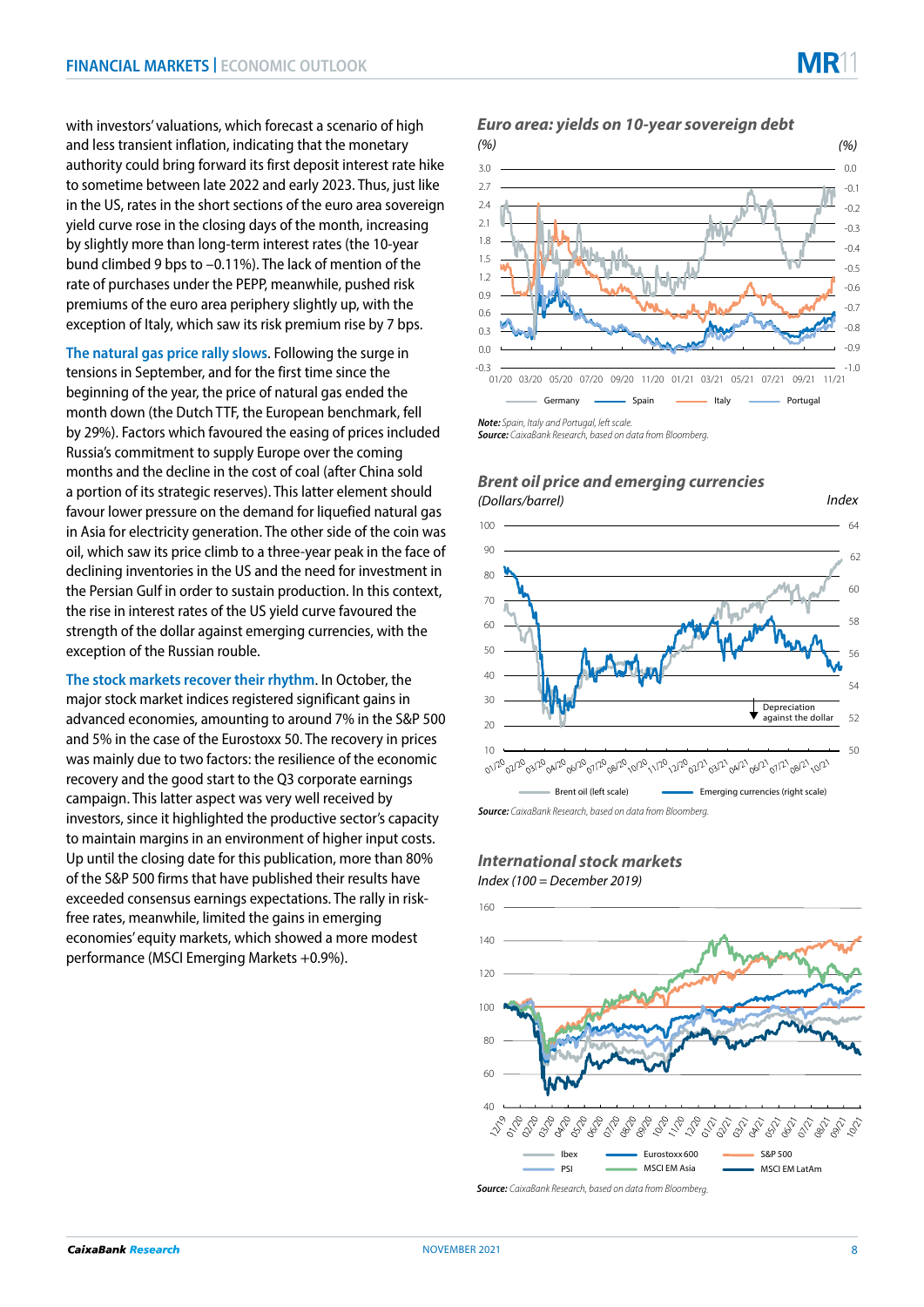with investors' valuations, which forecast a scenario of high and less transient inflation, indicating that the monetary authority could bring forward its first deposit interest rate hike to sometime between late 2022 and early 2023. Thus, just like in the US, rates in the short sections of the euro area sovereign yield curve rose in the closing days of the month, increasing by slightly more than long-term interest rates (the 10-year bund climbed 9 bps to –0.11%). The lack of mention of the rate of purchases under the PEPP, meanwhile, pushed risk premiums of the euro area periphery slightly up, with the exception of Italy, which saw its risk premium rise by 7 bps.

**The natural gas price rally slows.** Following the surge in tensions in September, and for the first time since the beginning of the year, the price of natural gas ended the month down (the Dutch TTF, the European benchmark, fell by 29%). Factors which favoured the easing of prices included Russia's commitment to supply Europe over the coming months and the decline in the cost of coal (after China sold a portion of its strategic reserves). This latter element should favour lower pressure on the demand for liquefied natural gas in Asia for electricity generation. The other side of the coin was oil, which saw its price climb to a three-year peak in the face of declining inventories in the US and the need for investment in the Persian Gulf in order to sustain production. In this context, the rise in interest rates of the US yield curve favoured the strength of the dollar against emerging currencies, with the exception of the Russian rouble.

**The stock markets recover their rhythm.** In October, the major stock market indices registered significant gains in advanced economies, amounting to around 7% in the S&P 500 and 5% in the case of the Eurostoxx 50. The recovery in prices was mainly due to two factors: the resilience of the economic recovery and the good start to the Q3 corporate earnings campaign. This latter aspect was very well received by investors, since it highlighted the productive sector's capacity to maintain margins in an environment of higher input costs. Up until the closing date for this publication, more than 80% of the S&P 500 firms that have published their results have exceeded consensus earnings expectations. The rally in risk-free rates, meanwhile, limited the gains in emerging economies' equity markets, which showed a more modest performance (MSCI Emerging Markets +0.9%).

### *Euro area: yields on 10-year sovereign debt*

(%) (%)

3.0 2.7 2.4 2.1 1.8 1.5 1.2 0.9 0.6 0.3 0.0 -0.3

0.0 -0.1 -0.2 -0.3 -0.4 -0.5 -0.6 -0.7 -0.8 -0.9 -1.0

01/20 03/20 05/20 07/20 09/20 11/20 01/21 03/21 05/21 07/21 09/21 11/21

Germany Spain Italy Portugal

***Note:*** *Spain, Italy and Portugal, left scale.*
***Source:*** *CaixaBank Research, based on data from Bloomberg.*

### *Brent oil price and emerging currencies*

(Dollars/barrel) Index

100 90 80 70 60 50 40 30 20 10

64 62 60 58 56 54 52 50

Depreciation against the dollar

01/20 02/20 03/20 04/20 06/20 07/20 08/20 10/20 11/20 12/20 02/21 03/21 04/21 06/21 07/21 08/21 10/21

Brent oil (left scale) Emerging currencies (right scale)

***Source:*** *CaixaBank Research, based on data from Bloomberg.*

### *International stock markets*

*Index (100 = December 2019)*

160 140 120 100 80 60 40

12/19 01/20 02/20 03/20 04/20 05/20 06/20 07/20 08/20 09/20 10/20 11/20 12/20 01/21 02/21 03/21 04/21 05/21 06/21 07/21 08/21 09/21 10/21

Ibex Eurostoxx 600 S&P 500 PSI MSCI EM Asia MSCI EM LatAm

***Source:*** *CaixaBank Research, based on data from Bloomberg.*